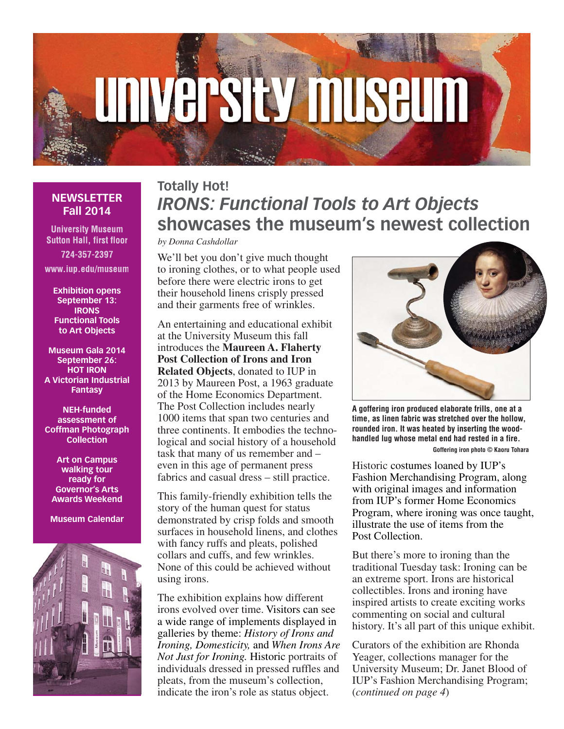# university museum

## NEWSLETTER Fall 2014

University Museum
Sutton Hall, first floor
724-357-2397
www.iup.edu/museum

**Exhibition opens September 13: IRONS Functional Tools to Art Objects**

**Museum Gala 2014 September 26: HOT IRON A Victorian Industrial Fantasy**

**NEH-funded assessment of Coffman Photograph Collection**

**Art on Campus walking tour ready for Governor's Arts Awards Weekend**

**Museum Calendar**

## Totally Hot!
# *IRONS: Functional Tools to Art Objects* showcases the museum's newest collection

*by Donna Cashdollar*

We'll bet you don't give much thought to ironing clothes, or to what people used before there were electric irons to get their household linens crisply pressed and their garments free of wrinkles.

An entertaining and educational exhibit at the University Museum this fall introduces the **Maureen A. Flaherty Post Collection of Irons and Iron Related Objects**, donated to IUP in 2013 by Maureen Post, a 1963 graduate of the Home Economics Department. The Post Collection includes nearly 1000 items that span two centuries and three continents. It embodies the technological and social history of a household task that many of us remember and – even in this age of permanent press fabrics and casual dress – still practice.

This family-friendly exhibition tells the story of the human quest for status demonstrated by crisp folds and smooth surfaces in household linens, and clothes with fancy ruffs and pleats, polished collars and cuffs, and few wrinkles. None of this could be achieved without using irons.

The exhibition explains how different irons evolved over time. Visitors can see a wide range of implements displayed in galleries by theme: *History of Irons and Ironing, Domesticity,* and *When Irons Are Not Just for Ironing.* Historic portraits of individuals dressed in pressed ruffles and pleats, from the museum's collection, indicate the iron's role as status object.

**A goffering iron produced elaborate frills, one at a time, as linen fabric was stretched over the hollow, rounded iron. It was heated by inserting the wood-handled lug whose metal end had rested in a fire.**

Goffering iron photo © Kaoru Tohara

Historic costumes loaned by IUP's Fashion Merchandising Program, along with original images and information from IUP's former Home Economics Program, where ironing was once taught, illustrate the use of items from the Post Collection.

But there's more to ironing than the traditional Tuesday task: Ironing can be an extreme sport. Irons are historical collectibles. Irons and ironing have inspired artists to create exciting works commenting on social and cultural history. It's all part of this unique exhibit.

Curators of the exhibition are Rhonda Yeager, collections manager for the University Museum; Dr. Janet Blood of IUP's Fashion Merchandising Program; (*continued on page 4*)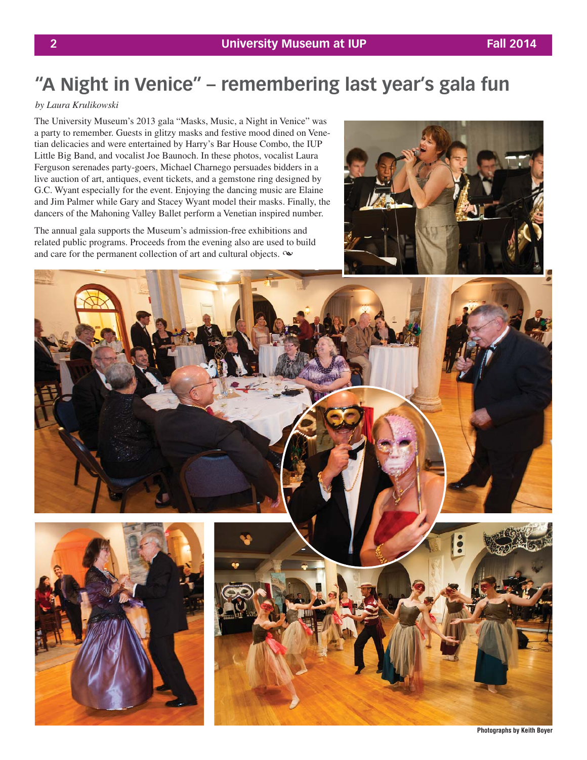# "A Night in Venice" – remembering last year's gala fun

*by Laura Krulikowski*

The University Museum's 2013 gala "Masks, Music, a Night in Venice" was a party to remember. Guests in glitzy masks and festive mood dined on Venetian delicacies and were entertained by Harry's Bar House Combo, the IUP Little Big Band, and vocalist Joe Baunoch. In these photos, vocalist Laura Ferguson serenades party-goers, Michael Charnego persuades bidders in a live auction of art, antiques, event tickets, and a gemstone ring designed by G.C. Wyant especially for the event. Enjoying the dancing music are Elaine and Jim Palmer while Gary and Stacey Wyant model their masks. Finally, the dancers of the Mahoning Valley Ballet perform a Venetian inspired number.

The annual gala supports the Museum's admission-free exhibitions and related public programs. Proceeds from the evening also are used to build and care for the permanent collection of art and cultural objects.

**Photographs by Keith Boyer**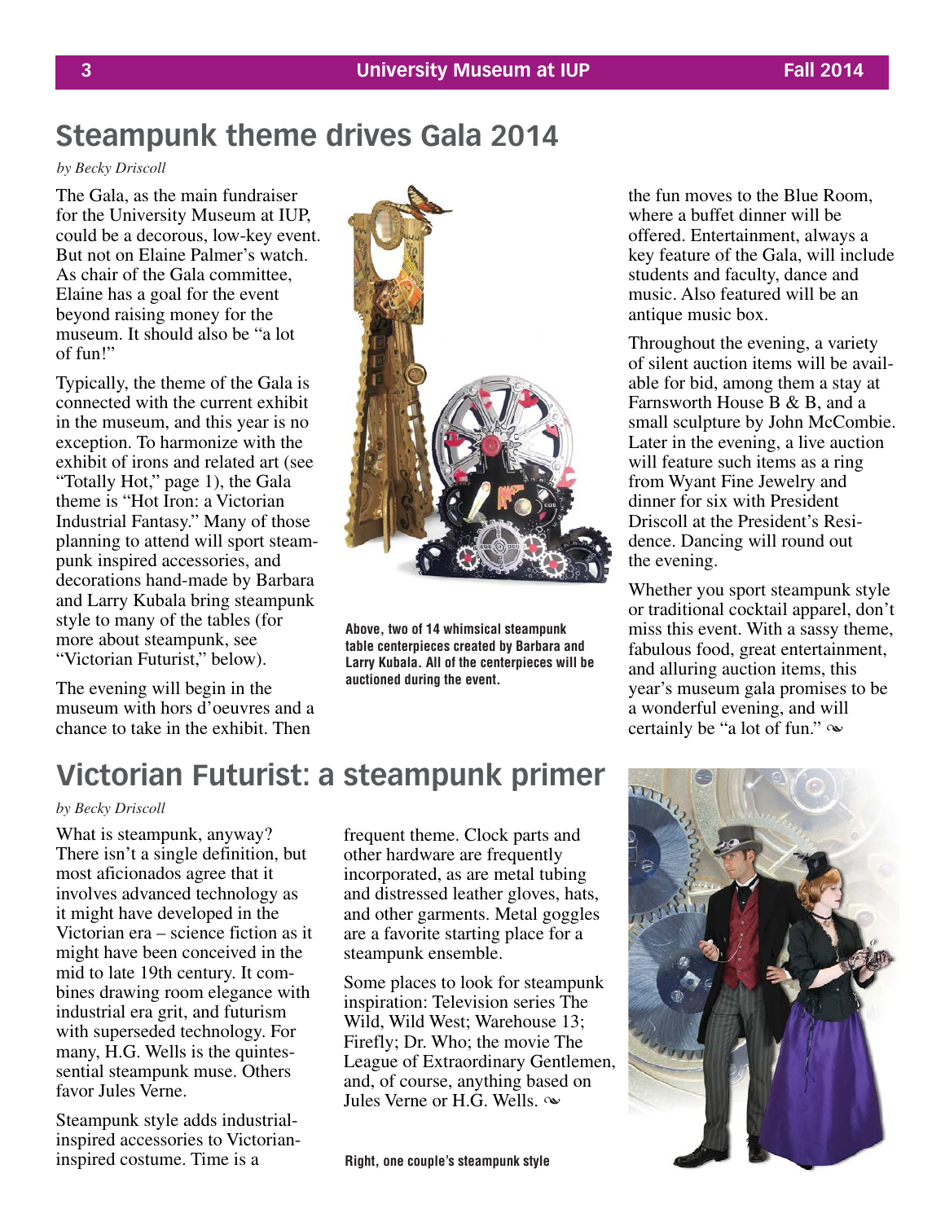## Steampunk theme drives Gala 2014

*by Becky Driscoll*

The Gala, as the main fundraiser for the University Museum at IUP, could be a decorous, low-key event. But not on Elaine Palmer's watch. As chair of the Gala committee, Elaine has a goal for the event beyond raising money for the museum. It should also be "a lot of fun!"

Typically, the theme of the Gala is connected with the current exhibit in the museum, and this year is no exception. To harmonize with the exhibit of irons and related art (see "Totally Hot," page 1), the Gala theme is "Hot Iron: a Victorian Industrial Fantasy." Many of those planning to attend will sport steampunk inspired accessories, and decorations hand-made by Barbara and Larry Kubala bring steampunk style to many of the tables (for more about steampunk, see "Victorian Futurist," below).

The evening will begin in the museum with hors d'oeuvres and a chance to take in the exhibit. Then the fun moves to the Blue Room, where a buffet dinner will be offered. Entertainment, always a key feature of the Gala, will include students and faculty, dance and music. Also featured will be an antique music box.

Throughout the evening, a variety of silent auction items will be available for bid, among them a stay at Farnsworth House B & B, and a small sculpture by John McCombie. Later in the evening, a live auction will feature such items as a ring from Wyant Fine Jewelry and dinner for six with President Driscoll at the President's Residence. Dancing will round out the evening.

Whether you sport steampunk style or traditional cocktail apparel, don't miss this event. With a sassy theme, fabulous food, great entertainment, and alluring auction items, this year's museum gala promises to be a wonderful evening, and will certainly be "a lot of fun." ❧

**Above, two of 14 whimsical steampunk table centerpieces created by Barbara and Larry Kubala. All of the centerpieces will be auctioned during the event.**

## Victorian Futurist: a steampunk primer

*by Becky Driscoll*

What is steampunk, anyway? There isn't a single definition, but most aficionados agree that it involves advanced technology as it might have developed in the Victorian era – science fiction as it might have been conceived in the mid to late 19th century. It combines drawing room elegance with industrial era grit, and futurism with superseded technology. For many, H.G. Wells is the quintessential steampunk muse. Others favor Jules Verne.

Steampunk style adds industrial-inspired accessories to Victorian-inspired costume. Time is a frequent theme. Clock parts and other hardware are frequently incorporated, as are metal tubing and distressed leather gloves, hats, and other garments. Metal goggles are a favorite starting place for a steampunk ensemble.

Some places to look for steampunk inspiration: Television series The Wild, Wild West; Warehouse 13; Firefly; Dr. Who; the movie The League of Extraordinary Gentlemen, and, of course, anything based on Jules Verne or H.G. Wells. ❧

**Right, one couple's steampunk style**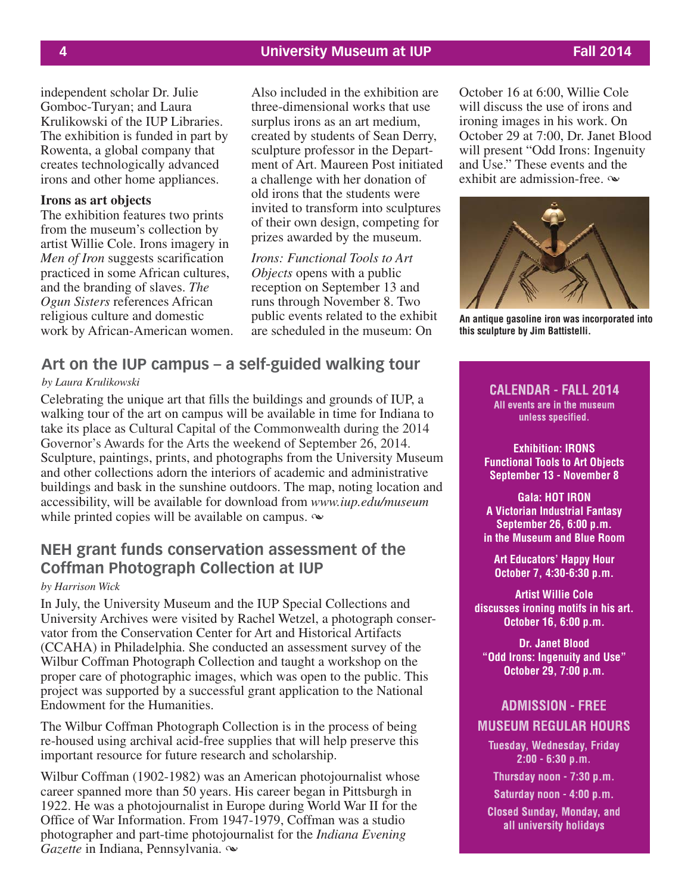independent scholar Dr. Julie Gomboc-Turyan; and Laura Krulikowski of the IUP Libraries. The exhibition is funded in part by Rowenta, a global company that creates technologically advanced irons and other home appliances.

**Irons as art objects**

The exhibition features two prints from the museum's collection by artist Willie Cole. Irons imagery in *Men of Iron* suggests scarification practiced in some African cultures, and the branding of slaves. *The Ogun Sisters* references African religious culture and domestic work by African-American women.

Also included in the exhibition are three-dimensional works that use surplus irons as an art medium, created by students of Sean Derry, sculpture professor in the Department of Art. Maureen Post initiated a challenge with her donation of old irons that the students were invited to transform into sculptures of their own design, competing for prizes awarded by the museum.

*Irons: Functional Tools to Art Objects* opens with a public reception on September 13 and runs through November 8. Two public events related to the exhibit are scheduled in the museum: On October 16 at 6:00, Willie Cole will discuss the use of irons and ironing images in his work. On October 29 at 7:00, Dr. Janet Blood will present "Odd Irons: Ingenuity and Use." These events and the exhibit are admission-free. ❧

An antique gasoline iron was incorporated into this sculpture by Jim Battistelli.

## Art on the IUP campus – a self-guided walking tour

*by Laura Krulikowski*

Celebrating the unique art that fills the buildings and grounds of IUP, a walking tour of the art on campus will be available in time for Indiana to take its place as Cultural Capital of the Commonwealth during the 2014 Governor's Awards for the Arts the weekend of September 26, 2014. Sculpture, paintings, prints, and photographs from the University Museum and other collections adorn the interiors of academic and administrative buildings and bask in the sunshine outdoors. The map, noting location and accessibility, will be available for download from *www.iup.edu/museum* while printed copies will be available on campus. ❧

## NEH grant funds conservation assessment of the Coffman Photograph Collection at IUP

*by Harrison Wick*

In July, the University Museum and the IUP Special Collections and University Archives were visited by Rachel Wetzel, a photograph conservator from the Conservation Center for Art and Historical Artifacts (CCAHA) in Philadelphia. She conducted an assessment survey of the Wilbur Coffman Photograph Collection and taught a workshop on the proper care of photographic images, which was open to the public. This project was supported by a successful grant application to the National Endowment for the Humanities.

The Wilbur Coffman Photograph Collection is in the process of being re-housed using archival acid-free supplies that will help preserve this important resource for future research and scholarship.

Wilbur Coffman (1902-1982) was an American photojournalist whose career spanned more than 50 years. His career began in Pittsburgh in 1922. He was a photojournalist in Europe during World War II for the Office of War Information. From 1947-1979, Coffman was a studio photographer and part-time photojournalist for the *Indiana Evening Gazette* in Indiana, Pennsylvania. ❧

### CALENDAR - FALL 2014

**All events are in the museum unless specified.**

**Exhibition: IRONS**
**Functional Tools to Art Objects**
**September 13 - November 8**

**Gala: HOT IRON**
**A Victorian Industrial Fantasy**
**September 26, 6:00 p.m.**
**in the Museum and Blue Room**

**Art Educators' Happy Hour**
**October 7, 4:30-6:30 p.m.**

**Artist Willie Cole**
**discusses ironing motifs in his art.**
**October 16, 6:00 p.m.**

**Dr. Janet Blood**
**"Odd Irons: Ingenuity and Use"**
**October 29, 7:00 p.m.**

### ADMISSION - FREE

### MUSEUM REGULAR HOURS

**Tuesday, Wednesday, Friday**
**2:00 - 6:30 p.m.**

**Thursday noon - 7:30 p.m.**

**Saturday noon - 4:00 p.m.**

**Closed Sunday, Monday, and all university holidays**